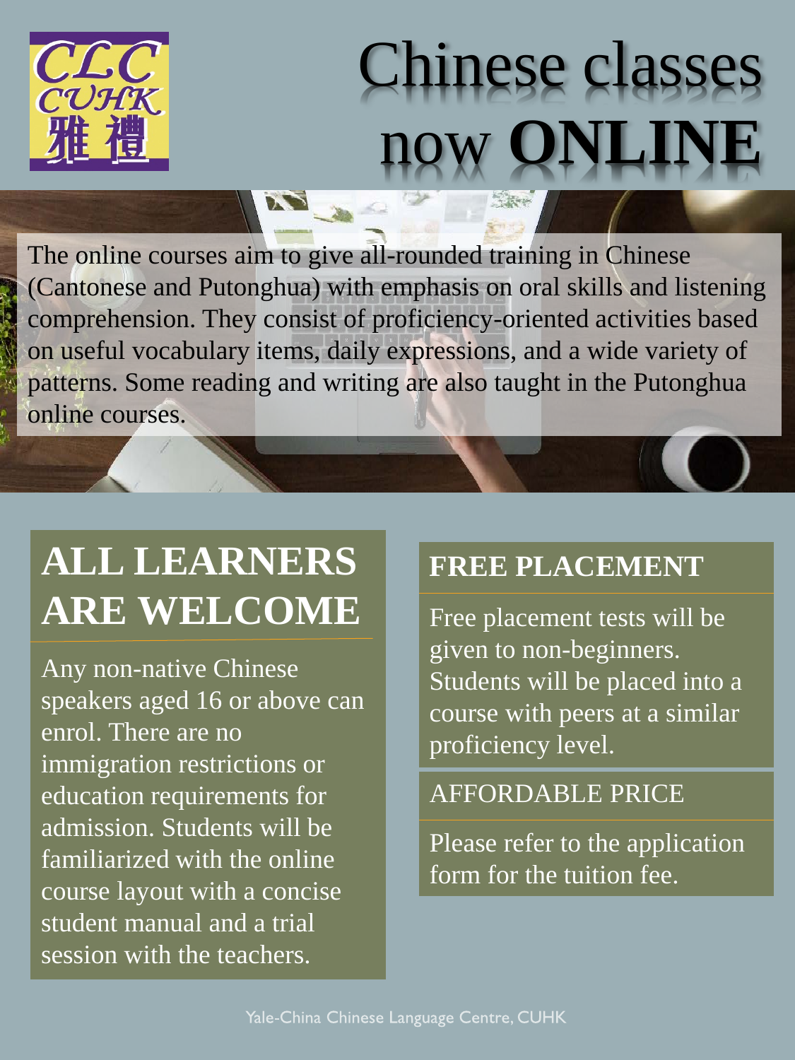CLC CUHK 雅禮

# Chinese classes now **ONLINE**

The online courses aim to give all-rounded training in Chinese (Cantonese and Putonghua) with emphasis on oral skills and listening comprehension. They consist of proficiency-oriented activities based on useful vocabulary items, daily expressions, and a wide variety of patterns. Some reading and writing are also taught in the Putonghua online courses.

## ALL LEARNERS ARE WELCOME

Any non-native Chinese speakers aged 16 or above can enrol. There are no immigration restrictions or education requirements for admission. Students will be familiarized with the online course layout with a concise student manual and a trial session with the teachers.

## FREE PLACEMENT

Free placement tests will be given to non-beginners. Students will be placed into a course with peers at a similar proficiency level.

## AFFORDABLE PRICE

Please refer to the application form for the tuition fee.

Yale-China Chinese Language Centre, CUHK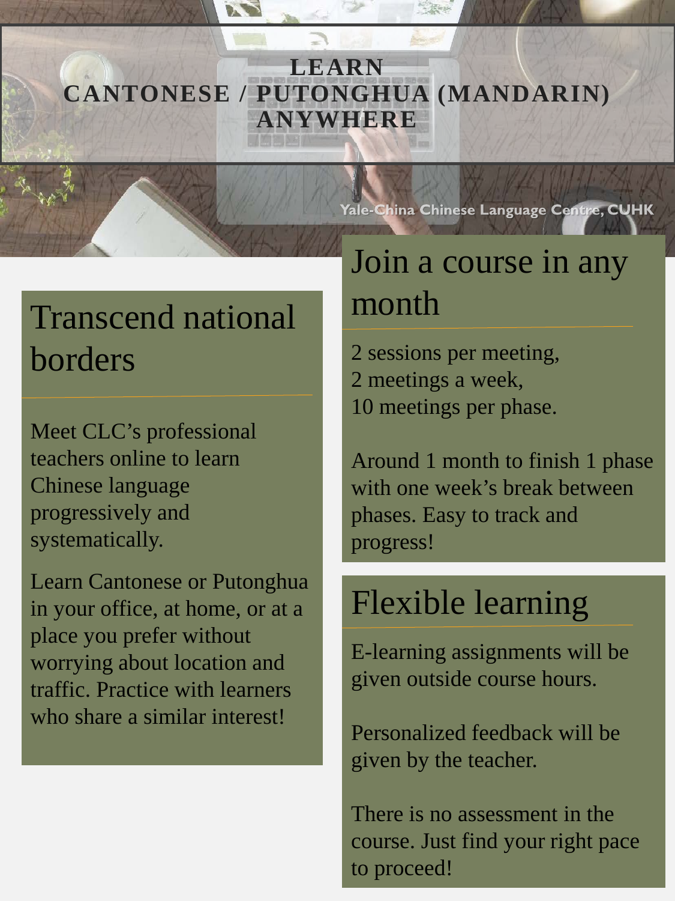# LEARN CANTONESE / PUTONGHUA (MANDARIN) ANYWHERE

Yale-China Chinese Language Centre, CUHK

## Transcend national borders

Meet CLC's professional teachers online to learn Chinese language progressively and systematically.

Learn Cantonese or Putonghua in your office, at home, or at a place you prefer without worrying about location and traffic. Practice with learners who share a similar interest!

## Join a course in any month

2 sessions per meeting,
2 meetings a week,
10 meetings per phase.

Around 1 month to finish 1 phase with one week's break between phases. Easy to track and progress!

## Flexible learning

E-learning assignments will be given outside course hours.

Personalized feedback will be given by the teacher.

There is no assessment in the course. Just find your right pace to proceed!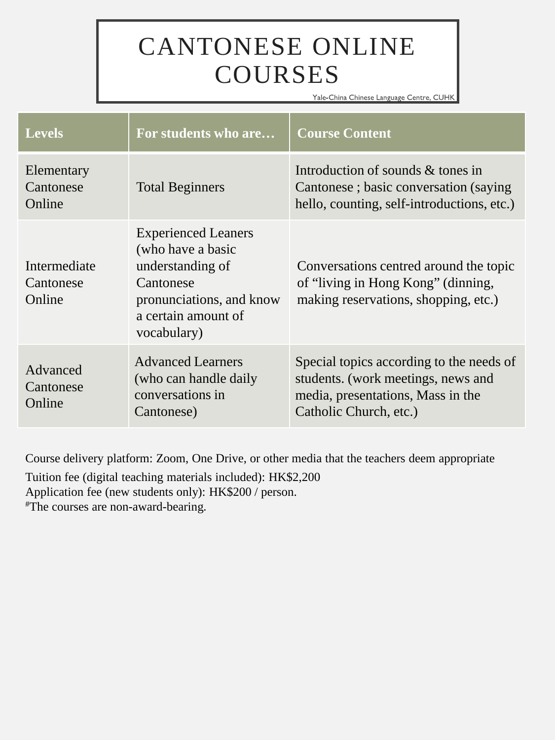# CANTONESE ONLINE COURSES

Yale-China Chinese Language Centre, CUHK

| Levels | For students who are… | Course Content |
|---|---|---|
| Elementary Cantonese Online | Total Beginners | Introduction of sounds & tones in Cantonese ; basic conversation (saying hello, counting, self-introductions, etc.) |
| Intermediate Cantonese Online | Experienced Leaners (who have a basic understanding of Cantonese pronunciations, and know a certain amount of vocabulary) | Conversations centred around the topic of "living in Hong Kong" (dinning, making reservations, shopping, etc.) |
| Advanced Cantonese Online | Advanced Learners (who can handle daily conversations in Cantonese) | Special topics according to the needs of students. (work meetings, news and media, presentations, Mass in the Catholic Church, etc.) |

Course delivery platform: Zoom, One Drive, or other media that the teachers deem appropriate

Tuition fee (digital teaching materials included): HK$2,200
Application fee (new students only): HK$200 / person.
[#]The courses are non-award-bearing.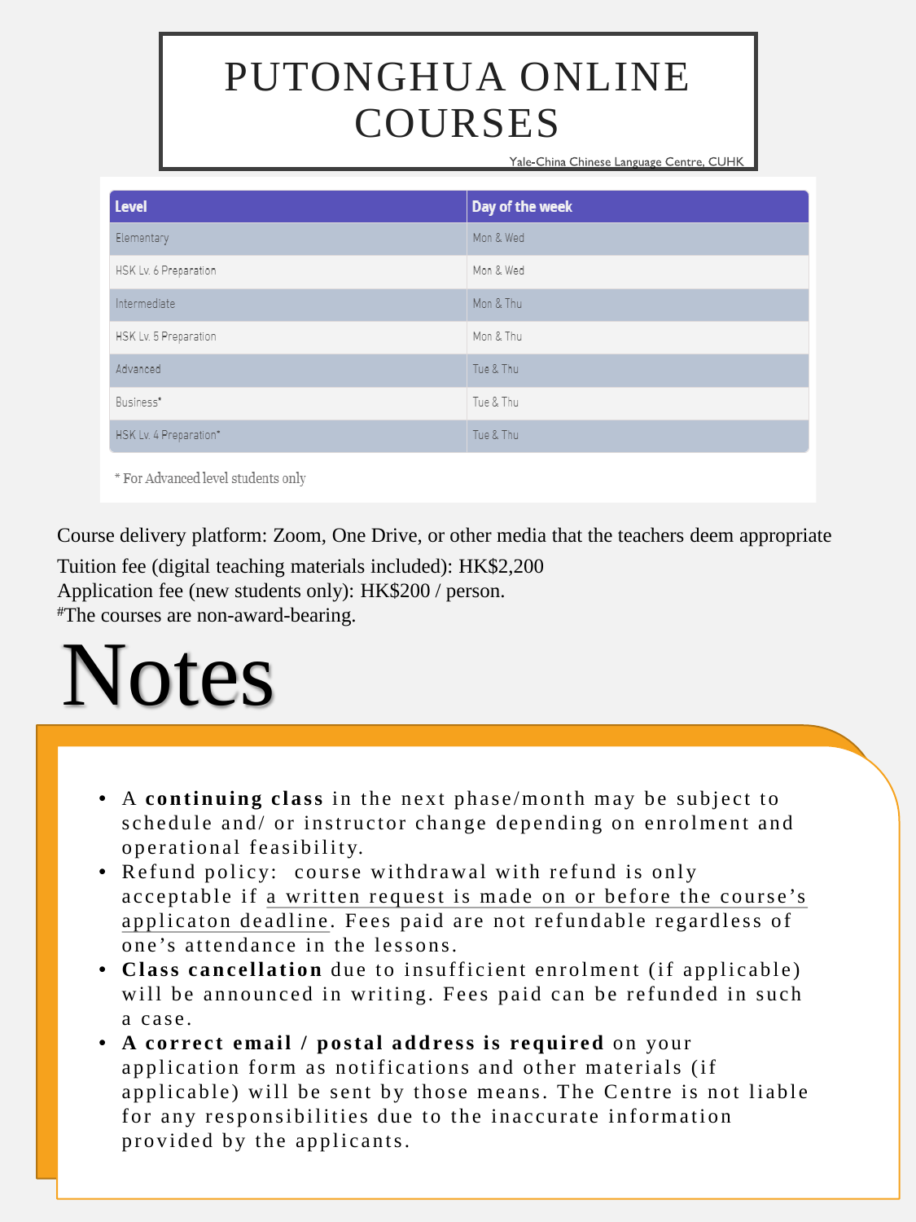# PUTONGHUA ONLINE COURSES

Yale-China Chinese Language Centre, CUHK

| Level | Day of the week |
|---|---|
| Elementary | Mon & Wed |
| HSK Lv. 6 Preparation | Mon & Wed |
| Intermediate | Mon & Thu |
| HSK Lv. 5 Preparation | Mon & Thu |
| Advanced | Tue & Thu |
| Business* | Tue & Thu |
| HSK Lv. 4 Preparation* | Tue & Thu |

* For Advanced level students only

Course delivery platform: Zoom, One Drive, or other media that the teachers deem appropriate

Tuition fee (digital teaching materials included): HK$2,200

Application fee (new students only): HK$200 / person.

#The courses are non-award-bearing.

# Notes

- A **continuing class** in the next phase/month may be subject to schedule and/ or instructor change depending on enrolment and operational feasibility.
- Refund policy: course withdrawal with refund is only acceptable if a written request is made on or before the course's applicaton deadline. Fees paid are not refundable regardless of one's attendance in the lessons.
- **Class cancellation** due to insufficient enrolment (if applicable) will be announced in writing. Fees paid can be refunded in such a case.
- **A correct email / postal address is required** on your application form as notifications and other materials (if applicable) will be sent by those means. The Centre is not liable for any responsibilities due to the inaccurate information provided by the applicants.